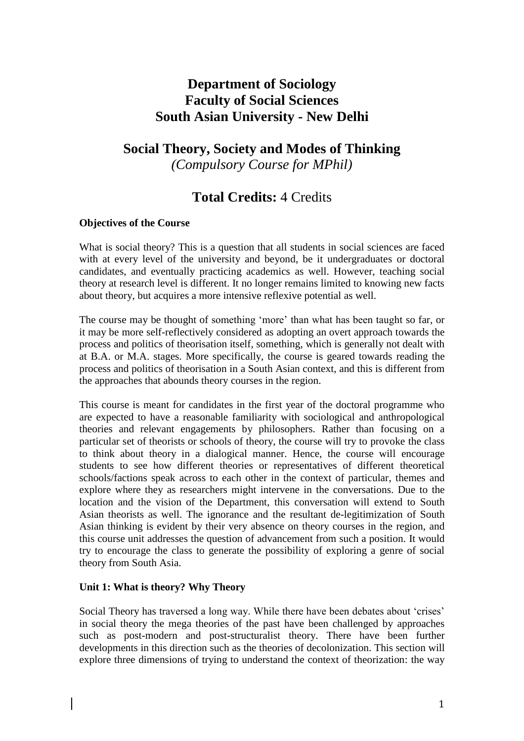# Department of Sociology
# Faculty of Social Sciences
# South Asian University - New Delhi

## Social Theory, Society and Modes of Thinking

*(Compulsory Course for MPhil)*

## **Total Credits:** 4 Credits

**Objectives of the Course**

What is social theory? This is a question that all students in social sciences are faced with at every level of the university and beyond, be it undergraduates or doctoral candidates, and eventually practicing academics as well. However, teaching social theory at research level is different. It no longer remains limited to knowing new facts about theory, but acquires a more intensive reflexive potential as well.

The course may be thought of something 'more' than what has been taught so far, or it may be more self-reflectively considered as adopting an overt approach towards the process and politics of theorisation itself, something, which is generally not dealt with at B.A. or M.A. stages. More specifically, the course is geared towards reading the process and politics of theorisation in a South Asian context, and this is different from the approaches that abounds theory courses in the region.

This course is meant for candidates in the first year of the doctoral programme who are expected to have a reasonable familiarity with sociological and anthropological theories and relevant engagements by philosophers. Rather than focusing on a particular set of theorists or schools of theory, the course will try to provoke the class to think about theory in a dialogical manner. Hence, the course will encourage students to see how different theories or representatives of different theoretical schools/factions speak across to each other in the context of particular, themes and explore where they as researchers might intervene in the conversations. Due to the location and the vision of the Department, this conversation will extend to South Asian theorists as well. The ignorance and the resultant de-legitimization of South Asian thinking is evident by their very absence on theory courses in the region, and this course unit addresses the question of advancement from such a position. It would try to encourage the class to generate the possibility of exploring a genre of social theory from South Asia.

**Unit 1: What is theory? Why Theory**

Social Theory has traversed a long way. While there have been debates about 'crises' in social theory the mega theories of the past have been challenged by approaches such as post-modern and post-structuralist theory. There have been further developments in this direction such as the theories of decolonization. This section will explore three dimensions of trying to understand the context of theorization: the way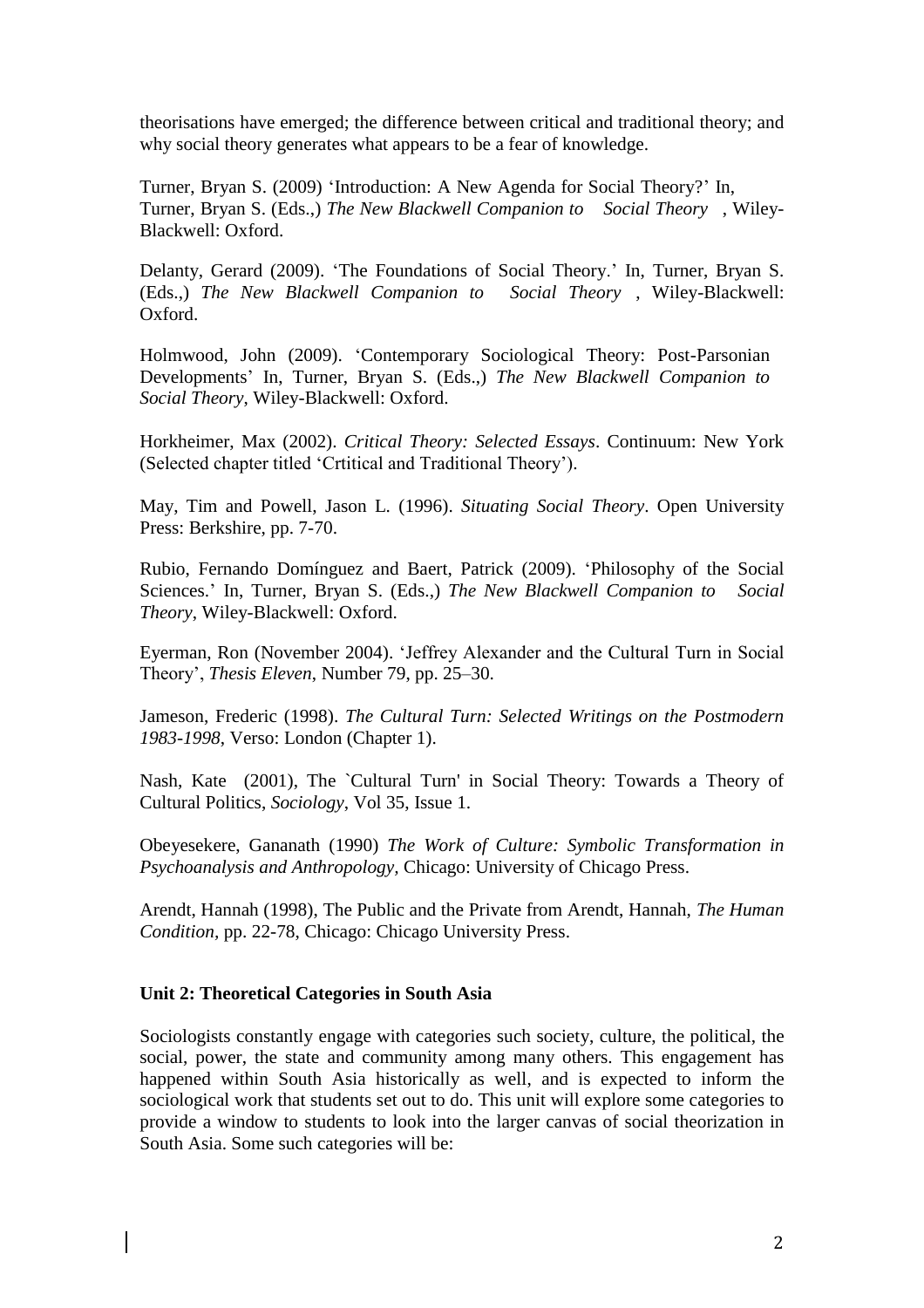theorisations have emerged; the difference between critical and traditional theory; and why social theory generates what appears to be a fear of knowledge.

Turner, Bryan S. (2009) 'Introduction: A New Agenda for Social Theory?' In, Turner, Bryan S. (Eds.,) *The New Blackwell Companion to Social Theory*, Wiley-Blackwell: Oxford.

Delanty, Gerard (2009). 'The Foundations of Social Theory.' In, Turner, Bryan S. (Eds.,) *The New Blackwell Companion to Social Theory*, Wiley-Blackwell: Oxford.

Holmwood, John (2009). 'Contemporary Sociological Theory: Post-Parsonian Developments' In, Turner, Bryan S. (Eds.,) *The New Blackwell Companion to Social Theory*, Wiley-Blackwell: Oxford.

Horkheimer, Max (2002). *Critical Theory: Selected Essays*. Continuum: New York (Selected chapter titled 'Crtitical and Traditional Theory').

May, Tim and Powell, Jason L. (1996). *Situating Social Theory*. Open University Press: Berkshire, pp. 7-70.

Rubio, Fernando Domínguez and Baert, Patrick (2009). 'Philosophy of the Social Sciences.' In, Turner, Bryan S. (Eds.,) *The New Blackwell Companion to Social Theory*, Wiley-Blackwell: Oxford.

Eyerman, Ron (November 2004). 'Jeffrey Alexander and the Cultural Turn in Social Theory', *Thesis Eleven*, Number 79, pp. 25–30.

Jameson, Frederic (1998). *The Cultural Turn: Selected Writings on the Postmodern 1983-1998*, Verso: London (Chapter 1).

Nash, Kate (2001), The `Cultural Turn' in Social Theory: Towards a Theory of Cultural Politics, *Sociology*, Vol 35, Issue 1.

Obeyesekere, Gananath (1990) *The Work of Culture: Symbolic Transformation in Psychoanalysis and Anthropology,* Chicago: University of Chicago Press.

Arendt, Hannah (1998), The Public and the Private from Arendt, Hannah, *The Human Condition,* pp. 22-78, Chicago: Chicago University Press.

**Unit 2: Theoretical Categories in South Asia**

Sociologists constantly engage with categories such society, culture, the political, the social, power, the state and community among many others. This engagement has happened within South Asia historically as well, and is expected to inform the sociological work that students set out to do. This unit will explore some categories to provide a window to students to look into the larger canvas of social theorization in South Asia. Some such categories will be: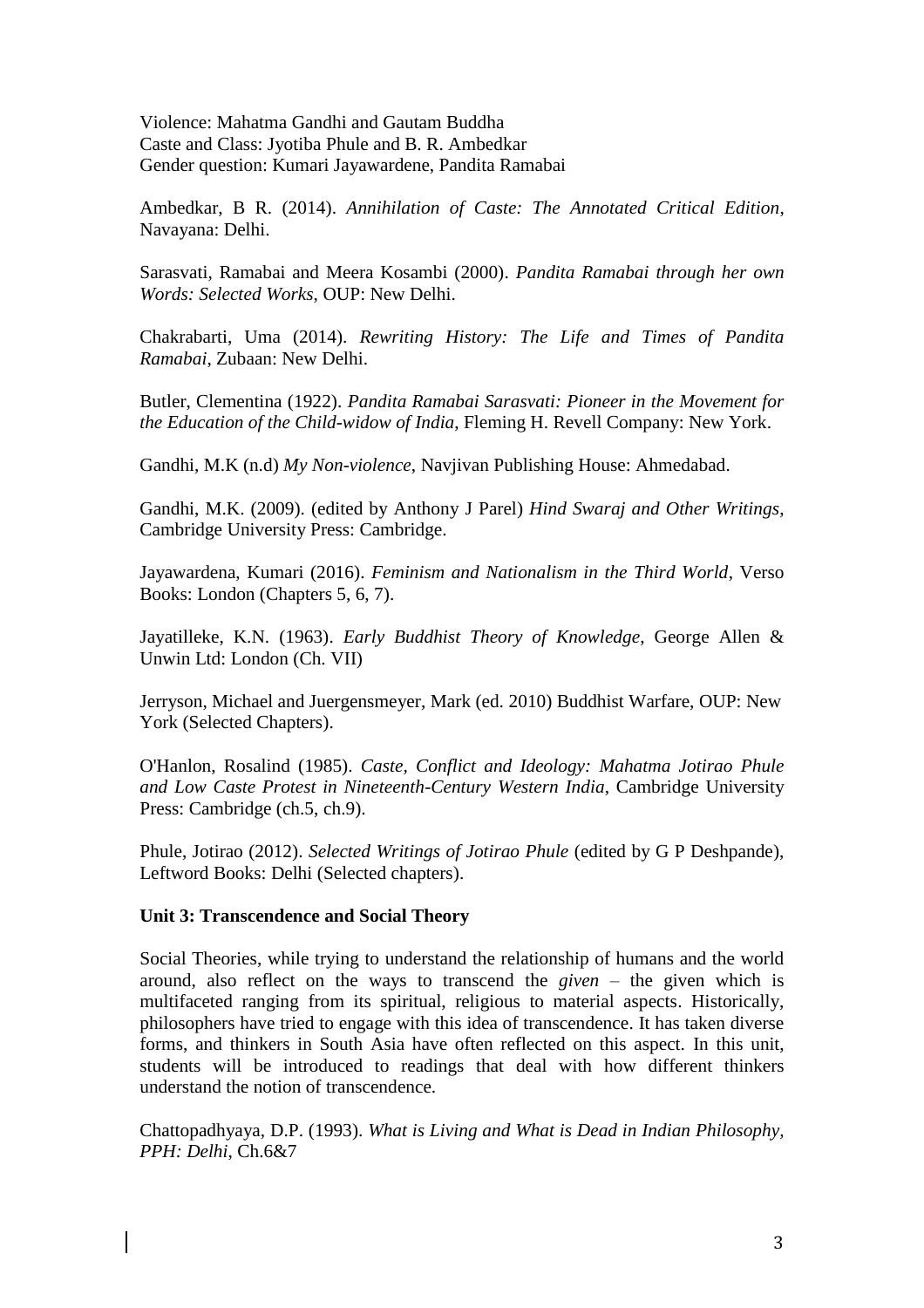Violence: Mahatma Gandhi and Gautam Buddha
Caste and Class: Jyotiba Phule and B. R. Ambedkar
Gender question: Kumari Jayawardene, Pandita Ramabai

Ambedkar, B R. (2014). *Annihilation of Caste: The Annotated Critical Edition*, Navayana: Delhi.

Sarasvati, Ramabai and Meera Kosambi (2000). *Pandita Ramabai through her own Words: Selected Works*, OUP: New Delhi.

Chakrabarti, Uma (2014). *Rewriting History: The Life and Times of Pandita Ramabai*, Zubaan: New Delhi.

Butler, Clementina (1922). *Pandita Ramabai Sarasvati: Pioneer in the Movement for the Education of the Child-widow of India*, Fleming H. Revell Company: New York.

Gandhi, M.K (n.d) *My Non-violence*, Navjivan Publishing House: Ahmedabad.

Gandhi, M.K. (2009). (edited by Anthony J Parel) *Hind Swaraj and Other Writings*, Cambridge University Press: Cambridge.

Jayawardena, Kumari (2016). *Feminism and Nationalism in the Third World*, Verso Books: London (Chapters 5, 6, 7).

Jayatilleke, K.N. (1963). *Early Buddhist Theory of Knowledge*, George Allen & Unwin Ltd: London (Ch. VII)

Jerryson, Michael and Juergensmeyer, Mark (ed. 2010) Buddhist Warfare, OUP: New York (Selected Chapters).

O'Hanlon, Rosalind (1985). *Caste, Conflict and Ideology: Mahatma Jotirao Phule and Low Caste Protest in Nineteenth-Century Western India*, Cambridge University Press: Cambridge (ch.5, ch.9).

Phule, Jotirao (2012). *Selected Writings of Jotirao Phule* (edited by G P Deshpande), Leftword Books: Delhi (Selected chapters).

**Unit 3: Transcendence and Social Theory**

Social Theories, while trying to understand the relationship of humans and the world around, also reflect on the ways to transcend the *given* – the given which is multifaceted ranging from its spiritual, religious to material aspects. Historically, philosophers have tried to engage with this idea of transcendence. It has taken diverse forms, and thinkers in South Asia have often reflected on this aspect. In this unit, students will be introduced to readings that deal with how different thinkers understand the notion of transcendence.

Chattopadhyaya, D.P. (1993). *What is Living and What is Dead in Indian Philosophy, PPH: Delhi*, Ch.6&7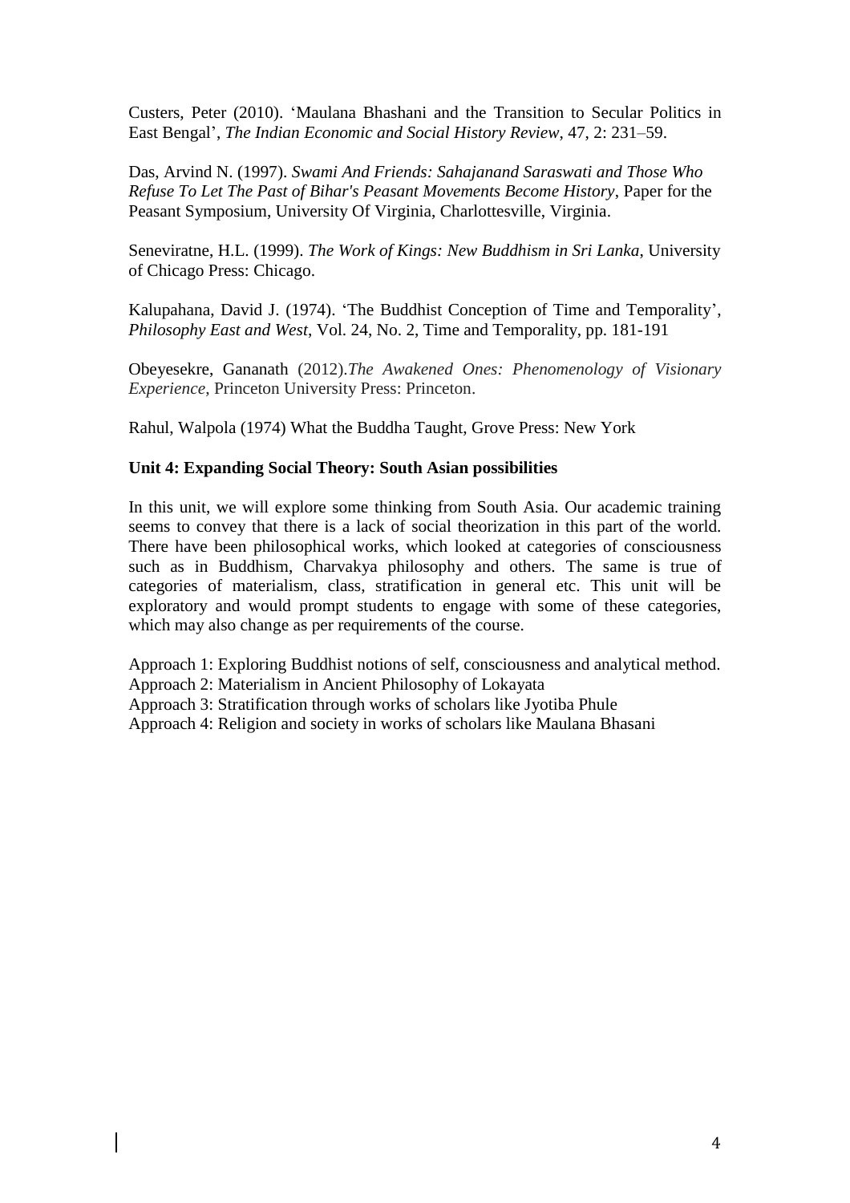Custers, Peter (2010). 'Maulana Bhashani and the Transition to Secular Politics in East Bengal', *The Indian Economic and Social History Review*, 47, 2: 231–59.

Das, Arvind N. (1997). *Swami And Friends: Sahajanand Saraswati and Those Who Refuse To Let The Past of Bihar's Peasant Movements Become History*, Paper for the Peasant Symposium, University Of Virginia, Charlottesville, Virginia.

Seneviratne, H.L. (1999). *The Work of Kings: New Buddhism in Sri Lanka*, University of Chicago Press: Chicago.

Kalupahana, David J. (1974). 'The Buddhist Conception of Time and Temporality', *Philosophy East and West*, Vol. 24, No. 2, Time and Temporality, pp. 181-191

Obeyesekre, Gananath (2012).*The Awakened Ones: Phenomenology of Visionary Experience*, Princeton University Press: Princeton.

Rahul, Walpola (1974) What the Buddha Taught, Grove Press: New York

**Unit 4: Expanding Social Theory: South Asian possibilities**

In this unit, we will explore some thinking from South Asia. Our academic training seems to convey that there is a lack of social theorization in this part of the world. There have been philosophical works, which looked at categories of consciousness such as in Buddhism, Charvakya philosophy and others. The same is true of categories of materialism, class, stratification in general etc. This unit will be exploratory and would prompt students to engage with some of these categories, which may also change as per requirements of the course.

Approach 1: Exploring Buddhist notions of self, consciousness and analytical method.
Approach 2: Materialism in Ancient Philosophy of Lokayata
Approach 3: Stratification through works of scholars like Jyotiba Phule
Approach 4: Religion and society in works of scholars like Maulana Bhasani